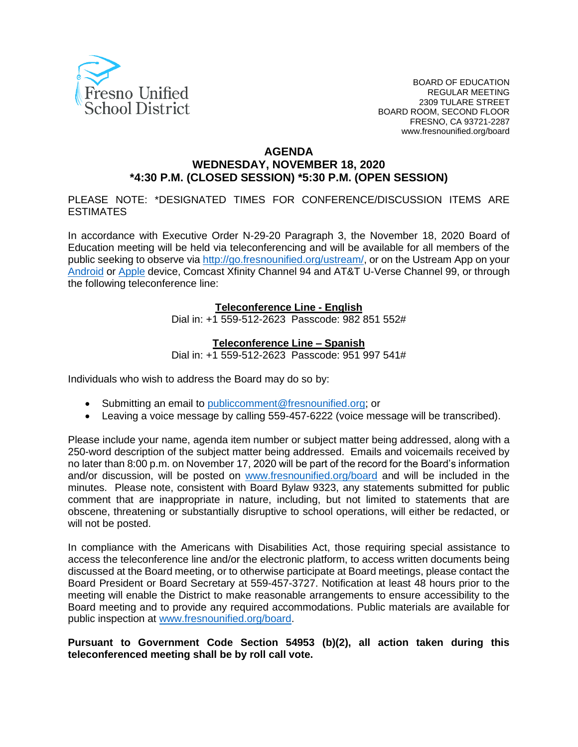Fresno Unified School District

BOARD OF EDUCATION
REGULAR MEETING
2309 TULARE STREET
BOARD ROOM, SECOND FLOOR
FRESNO, CA 93721-2287
www.fresnounified.org/board

# AGENDA
## WEDNESDAY, NOVEMBER 18, 2020
## *4:30 P.M. (CLOSED SESSION) *5:30 P.M. (OPEN SESSION)

PLEASE NOTE: *DESIGNATED TIMES FOR CONFERENCE/DISCUSSION ITEMS ARE ESTIMATES

In accordance with Executive Order N-29-20 Paragraph 3, the November 18, 2020 Board of Education meeting will be held via teleconferencing and will be available for all members of the public seeking to observe via [http://go.fresnounified.org/ustream/](http://go.fresnounified.org/ustream/), or on the Ustream App on your Android or Apple device, Comcast Xfinity Channel 94 and AT&T U-Verse Channel 99, or through the following teleconference line:

**Teleconference Line - English**
Dial in: +1 559-512-2623 Passcode: 982 851 552#

**Teleconference Line – Spanish**
Dial in: +1 559-512-2623 Passcode: 951 997 541#

Individuals who wish to address the Board may do so by:

- Submitting an email to publiccomment@fresnounified.org; or
- Leaving a voice message by calling 559-457-6222 (voice message will be transcribed).

Please include your name, agenda item number or subject matter being addressed, along with a 250-word description of the subject matter being addressed. Emails and voicemails received by no later than 8:00 p.m. on November 17, 2020 will be part of the record for the Board's information and/or discussion, will be posted on www.fresnounified.org/board and will be included in the minutes. Please note, consistent with Board Bylaw 9323, any statements submitted for public comment that are inappropriate in nature, including, but not limited to statements that are obscene, threatening or substantially disruptive to school operations, will either be redacted, or will not be posted.

In compliance with the Americans with Disabilities Act, those requiring special assistance to access the teleconference line and/or the electronic platform, to access written documents being discussed at the Board meeting, or to otherwise participate at Board meetings, please contact the Board President or Board Secretary at 559-457-3727. Notification at least 48 hours prior to the meeting will enable the District to make reasonable arrangements to ensure accessibility to the Board meeting and to provide any required accommodations. Public materials are available for public inspection at www.fresnounified.org/board.

**Pursuant to Government Code Section 54953 (b)(2), all action taken during this teleconferenced meeting shall be by roll call vote.**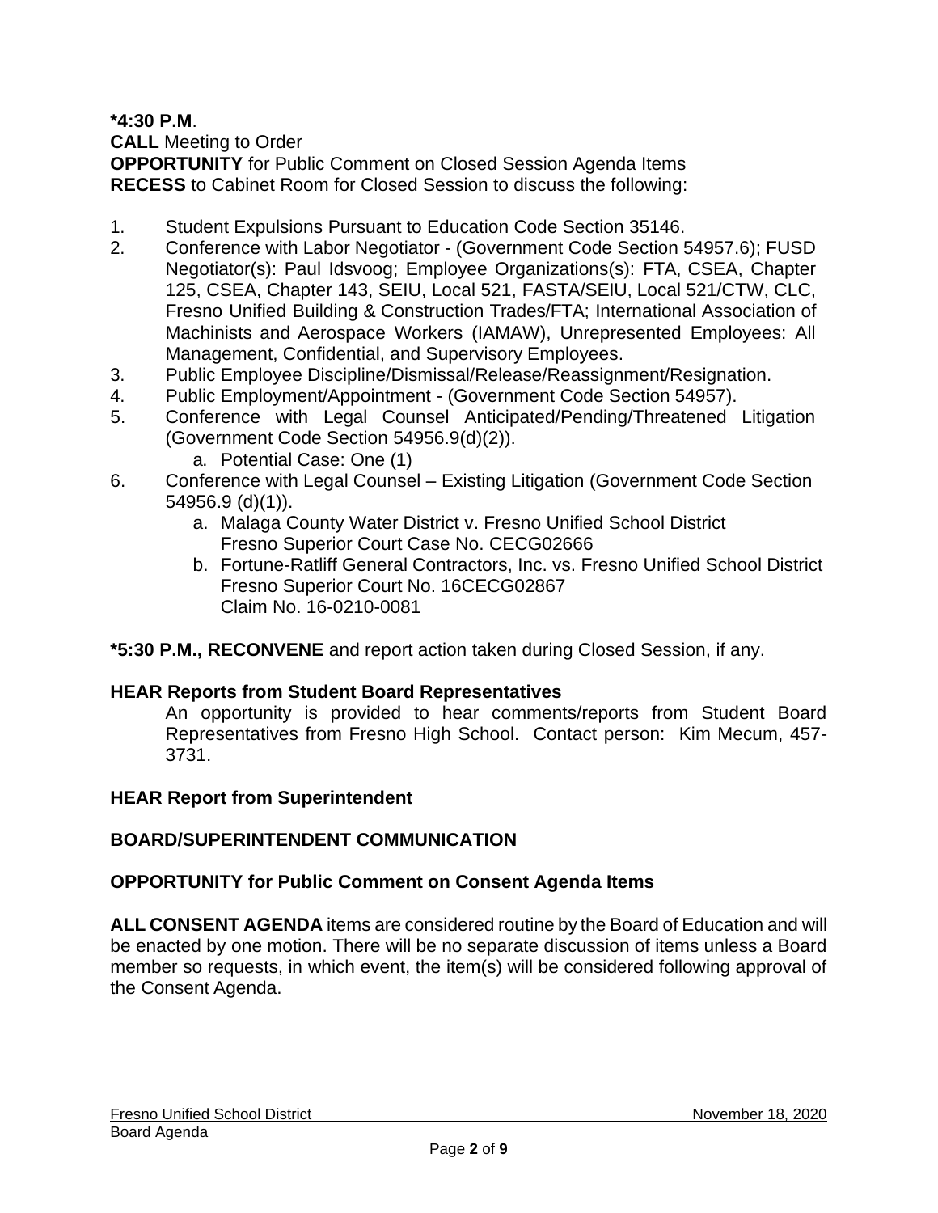**\*4:30 P.M**.
**CALL** Meeting to Order
**OPPORTUNITY** for Public Comment on Closed Session Agenda Items
**RECESS** to Cabinet Room for Closed Session to discuss the following:

1. Student Expulsions Pursuant to Education Code Section 35146.
2. Conference with Labor Negotiator - (Government Code Section 54957.6); FUSD Negotiator(s): Paul Idsvoog; Employee Organizations(s): FTA, CSEA, Chapter 125, CSEA, Chapter 143, SEIU, Local 521, FASTA/SEIU, Local 521/CTW, CLC, Fresno Unified Building & Construction Trades/FTA; International Association of Machinists and Aerospace Workers (IAMAW), Unrepresented Employees: All Management, Confidential, and Supervisory Employees.
3. Public Employee Discipline/Dismissal/Release/Reassignment/Resignation.
4. Public Employment/Appointment - (Government Code Section 54957).
5. Conference with Legal Counsel Anticipated/Pending/Threatened Litigation (Government Code Section 54956.9(d)(2)).
   a. Potential Case: One (1)
6. Conference with Legal Counsel – Existing Litigation (Government Code Section 54956.9 (d)(1)).
   a. Malaga County Water District v. Fresno Unified School District
      Fresno Superior Court Case No. CECG02666
   b. Fortune-Ratliff General Contractors, Inc. vs. Fresno Unified School District
      Fresno Superior Court No. 16CECG02867
      Claim No. 16-0210-0081

**\*5:30 P.M., RECONVENE** and report action taken during Closed Session, if any.

**HEAR Reports from Student Board Representatives**

An opportunity is provided to hear comments/reports from Student Board Representatives from Fresno High School. Contact person: Kim Mecum, 457-3731.

**HEAR Report from Superintendent**

**BOARD/SUPERINTENDENT COMMUNICATION**

**OPPORTUNITY for Public Comment on Consent Agenda Items**

**ALL CONSENT AGENDA** items are considered routine by the Board of Education and will be enacted by one motion. There will be no separate discussion of items unless a Board member so requests, in which event, the item(s) will be considered following approval of the Consent Agenda.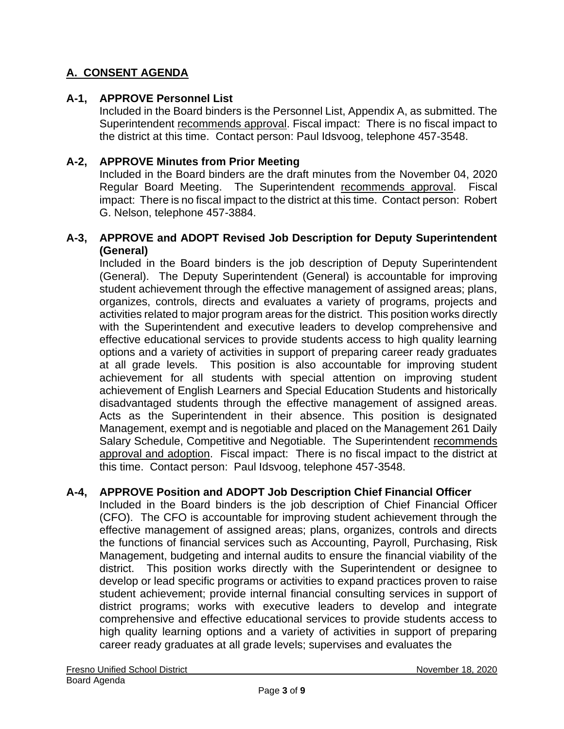## A. CONSENT AGENDA

**A-1, APPROVE Personnel List**

Included in the Board binders is the Personnel List, Appendix A, as submitted. The Superintendent recommends approval. Fiscal impact: There is no fiscal impact to the district at this time. Contact person: Paul Idsvoog, telephone 457-3548.

**A-2, APPROVE Minutes from Prior Meeting**

Included in the Board binders are the draft minutes from the November 04, 2020 Regular Board Meeting. The Superintendent recommends approval. Fiscal impact: There is no fiscal impact to the district at this time. Contact person: Robert G. Nelson, telephone 457-3884.

**A-3, APPROVE and ADOPT Revised Job Description for Deputy Superintendent (General)**

Included in the Board binders is the job description of Deputy Superintendent (General). The Deputy Superintendent (General) is accountable for improving student achievement through the effective management of assigned areas; plans, organizes, controls, directs and evaluates a variety of programs, projects and activities related to major program areas for the district. This position works directly with the Superintendent and executive leaders to develop comprehensive and effective educational services to provide students access to high quality learning options and a variety of activities in support of preparing career ready graduates at all grade levels. This position is also accountable for improving student achievement for all students with special attention on improving student achievement of English Learners and Special Education Students and historically disadvantaged students through the effective management of assigned areas. Acts as the Superintendent in their absence. This position is designated Management, exempt and is negotiable and placed on the Management 261 Daily Salary Schedule, Competitive and Negotiable. The Superintendent recommends approval and adoption. Fiscal impact: There is no fiscal impact to the district at this time. Contact person: Paul Idsvoog, telephone 457-3548.

**A-4, APPROVE Position and ADOPT Job Description Chief Financial Officer**

Included in the Board binders is the job description of Chief Financial Officer (CFO). The CFO is accountable for improving student achievement through the effective management of assigned areas; plans, organizes, controls and directs the functions of financial services such as Accounting, Payroll, Purchasing, Risk Management, budgeting and internal audits to ensure the financial viability of the district. This position works directly with the Superintendent or designee to develop or lead specific programs or activities to expand practices proven to raise student achievement; provide internal financial consulting services in support of district programs; works with executive leaders to develop and integrate comprehensive and effective educational services to provide students access to high quality learning options and a variety of activities in support of preparing career ready graduates at all grade levels; supervises and evaluates the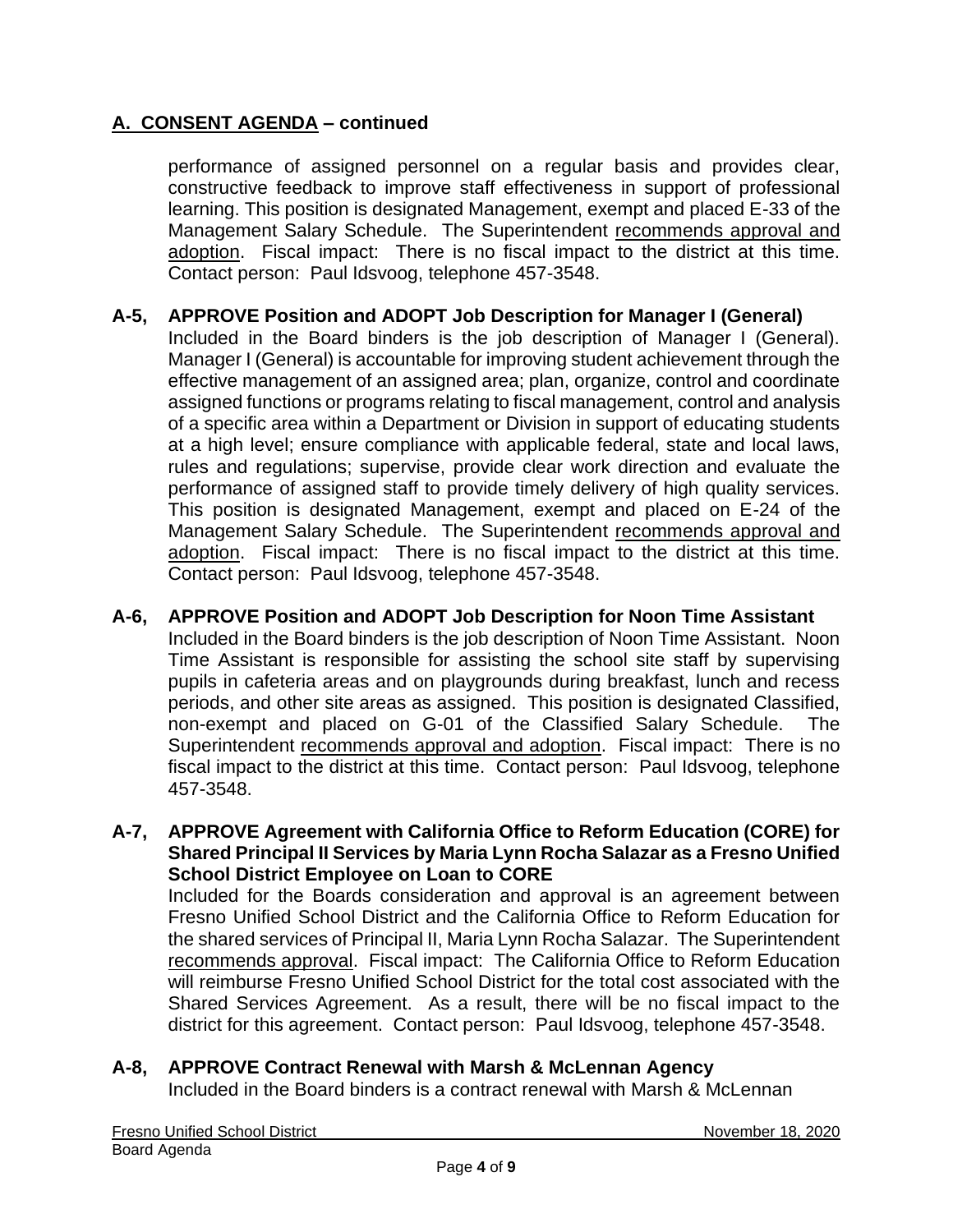## A. CONSENT AGENDA – continued

performance of assigned personnel on a regular basis and provides clear, constructive feedback to improve staff effectiveness in support of professional learning. This position is designated Management, exempt and placed E-33 of the Management Salary Schedule. The Superintendent recommends approval and adoption. Fiscal impact: There is no fiscal impact to the district at this time. Contact person: Paul Idsvoog, telephone 457-3548.

**A-5, APPROVE Position and ADOPT Job Description for Manager I (General)**
Included in the Board binders is the job description of Manager I (General). Manager I (General) is accountable for improving student achievement through the effective management of an assigned area; plan, organize, control and coordinate assigned functions or programs relating to fiscal management, control and analysis of a specific area within a Department or Division in support of educating students at a high level; ensure compliance with applicable federal, state and local laws, rules and regulations; supervise, provide clear work direction and evaluate the performance of assigned staff to provide timely delivery of high quality services. This position is designated Management, exempt and placed on E-24 of the Management Salary Schedule. The Superintendent recommends approval and adoption. Fiscal impact: There is no fiscal impact to the district at this time. Contact person: Paul Idsvoog, telephone 457-3548.

**A-6, APPROVE Position and ADOPT Job Description for Noon Time Assistant**
Included in the Board binders is the job description of Noon Time Assistant. Noon Time Assistant is responsible for assisting the school site staff by supervising pupils in cafeteria areas and on playgrounds during breakfast, lunch and recess periods, and other site areas as assigned. This position is designated Classified, non-exempt and placed on G-01 of the Classified Salary Schedule. The Superintendent recommends approval and adoption. Fiscal impact: There is no fiscal impact to the district at this time. Contact person: Paul Idsvoog, telephone 457-3548.

**A-7, APPROVE Agreement with California Office to Reform Education (CORE) for Shared Principal II Services by Maria Lynn Rocha Salazar as a Fresno Unified School District Employee on Loan to CORE**
Included for the Boards consideration and approval is an agreement between Fresno Unified School District and the California Office to Reform Education for the shared services of Principal II, Maria Lynn Rocha Salazar. The Superintendent recommends approval. Fiscal impact: The California Office to Reform Education will reimburse Fresno Unified School District for the total cost associated with the Shared Services Agreement. As a result, there will be no fiscal impact to the district for this agreement. Contact person: Paul Idsvoog, telephone 457-3548.

**A-8, APPROVE Contract Renewal with Marsh & McLennan Agency**
Included in the Board binders is a contract renewal with Marsh & McLennan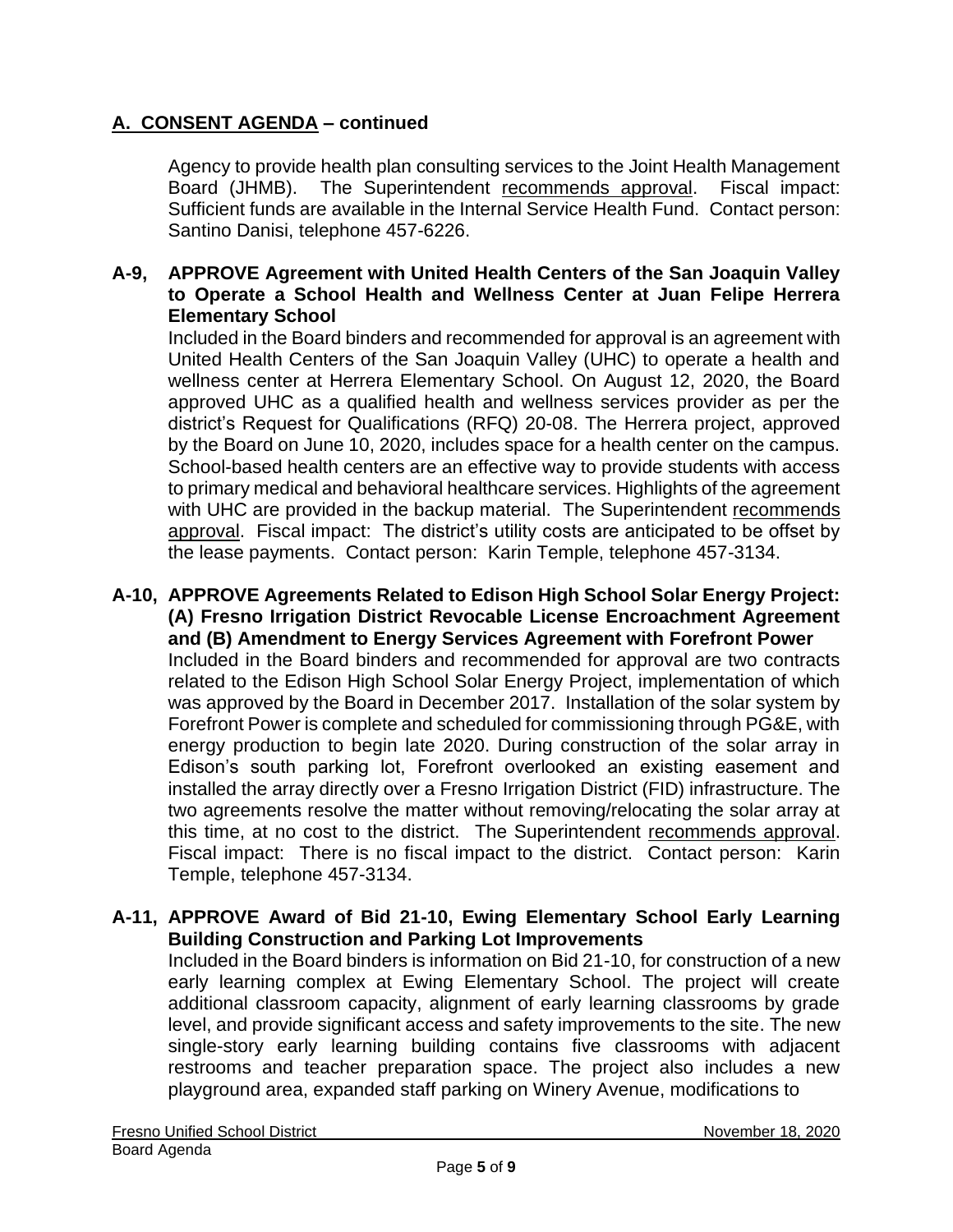## A. CONSENT AGENDA – continued

Agency to provide health plan consulting services to the Joint Health Management Board (JHMB). The Superintendent recommends approval. Fiscal impact: Sufficient funds are available in the Internal Service Health Fund. Contact person: Santino Danisi, telephone 457-6226.

**A-9, APPROVE Agreement with United Health Centers of the San Joaquin Valley to Operate a School Health and Wellness Center at Juan Felipe Herrera Elementary School**

Included in the Board binders and recommended for approval is an agreement with United Health Centers of the San Joaquin Valley (UHC) to operate a health and wellness center at Herrera Elementary School. On August 12, 2020, the Board approved UHC as a qualified health and wellness services provider as per the district's Request for Qualifications (RFQ) 20-08. The Herrera project, approved by the Board on June 10, 2020, includes space for a health center on the campus. School-based health centers are an effective way to provide students with access to primary medical and behavioral healthcare services. Highlights of the agreement with UHC are provided in the backup material. The Superintendent recommends approval. Fiscal impact: The district's utility costs are anticipated to be offset by the lease payments. Contact person: Karin Temple, telephone 457-3134.

**A-10, APPROVE Agreements Related to Edison High School Solar Energy Project: (A) Fresno Irrigation District Revocable License Encroachment Agreement and (B) Amendment to Energy Services Agreement with Forefront Power**

Included in the Board binders and recommended for approval are two contracts related to the Edison High School Solar Energy Project, implementation of which was approved by the Board in December 2017. Installation of the solar system by Forefront Power is complete and scheduled for commissioning through PG&E, with energy production to begin late 2020. During construction of the solar array in Edison's south parking lot, Forefront overlooked an existing easement and installed the array directly over a Fresno Irrigation District (FID) infrastructure. The two agreements resolve the matter without removing/relocating the solar array at this time, at no cost to the district. The Superintendent recommends approval. Fiscal impact: There is no fiscal impact to the district. Contact person: Karin Temple, telephone 457-3134.

**A-11, APPROVE Award of Bid 21-10, Ewing Elementary School Early Learning Building Construction and Parking Lot Improvements**

Included in the Board binders is information on Bid 21-10, for construction of a new early learning complex at Ewing Elementary School. The project will create additional classroom capacity, alignment of early learning classrooms by grade level, and provide significant access and safety improvements to the site. The new single-story early learning building contains five classrooms with adjacent restrooms and teacher preparation space. The project also includes a new playground area, expanded staff parking on Winery Avenue, modifications to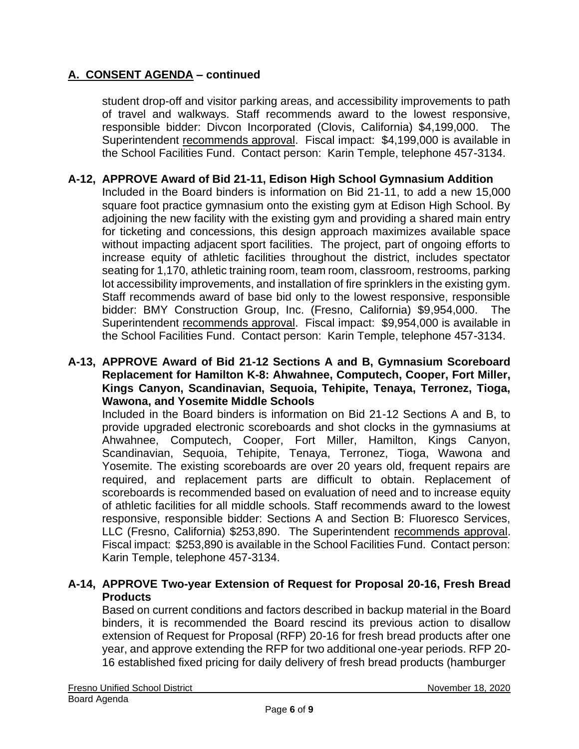## A. CONSENT AGENDA – continued

student drop-off and visitor parking areas, and accessibility improvements to path of travel and walkways. Staff recommends award to the lowest responsive, responsible bidder: Divcon Incorporated (Clovis, California) $4,199,000. The Superintendent recommends approval. Fiscal impact: $4,199,000 is available in the School Facilities Fund. Contact person: Karin Temple, telephone 457-3134.

**A-12, APPROVE Award of Bid 21-11, Edison High School Gymnasium Addition**

Included in the Board binders is information on Bid 21-11, to add a new 15,000 square foot practice gymnasium onto the existing gym at Edison High School. By adjoining the new facility with the existing gym and providing a shared main entry for ticketing and concessions, this design approach maximizes available space without impacting adjacent sport facilities. The project, part of ongoing efforts to increase equity of athletic facilities throughout the district, includes spectator seating for 1,170, athletic training room, team room, classroom, restrooms, parking lot accessibility improvements, and installation of fire sprinklers in the existing gym. Staff recommends award of base bid only to the lowest responsive, responsible bidder: BMY Construction Group, Inc. (Fresno, California) $9,954,000. The Superintendent recommends approval. Fiscal impact: $9,954,000 is available in the School Facilities Fund. Contact person: Karin Temple, telephone 457-3134.

**A-13, APPROVE Award of Bid 21-12 Sections A and B, Gymnasium Scoreboard Replacement for Hamilton K-8: Ahwahnee, Computech, Cooper, Fort Miller, Kings Canyon, Scandinavian, Sequoia, Tehipite, Tenaya, Terronez, Tioga, Wawona, and Yosemite Middle Schools**

Included in the Board binders is information on Bid 21-12 Sections A and B, to provide upgraded electronic scoreboards and shot clocks in the gymnasiums at Ahwahnee, Computech, Cooper, Fort Miller, Hamilton, Kings Canyon, Scandinavian, Sequoia, Tehipite, Tenaya, Terronez, Tioga, Wawona and Yosemite. The existing scoreboards are over 20 years old, frequent repairs are required, and replacement parts are difficult to obtain. Replacement of scoreboards is recommended based on evaluation of need and to increase equity of athletic facilities for all middle schools. Staff recommends award to the lowest responsive, responsible bidder: Sections A and Section B: Fluoresco Services, LLC (Fresno, California) $253,890. The Superintendent recommends approval. Fiscal impact: $253,890 is available in the School Facilities Fund. Contact person: Karin Temple, telephone 457-3134.

**A-14, APPROVE Two-year Extension of Request for Proposal 20-16, Fresh Bread Products**

Based on current conditions and factors described in backup material in the Board binders, it is recommended the Board rescind its previous action to disallow extension of Request for Proposal (RFP) 20-16 for fresh bread products after one year, and approve extending the RFP for two additional one-year periods. RFP 20-16 established fixed pricing for daily delivery of fresh bread products (hamburger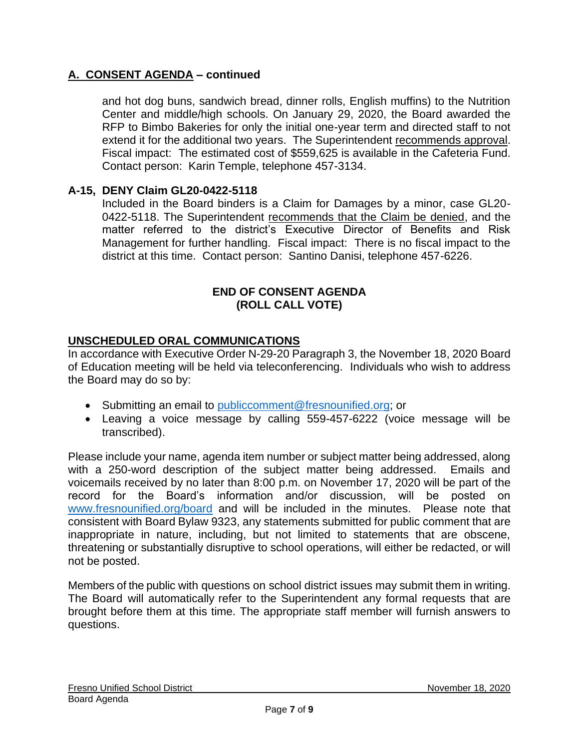## A. CONSENT AGENDA – continued

and hot dog buns, sandwich bread, dinner rolls, English muffins) to the Nutrition Center and middle/high schools. On January 29, 2020, the Board awarded the RFP to Bimbo Bakeries for only the initial one-year term and directed staff to not extend it for the additional two years. The Superintendent recommends approval. Fiscal impact: The estimated cost of $559,625 is available in the Cafeteria Fund. Contact person: Karin Temple, telephone 457-3134.

### A-15, DENY Claim GL20-0422-5118

Included in the Board binders is a Claim for Damages by a minor, case GL20-0422-5118. The Superintendent recommends that the Claim be denied, and the matter referred to the district's Executive Director of Benefits and Risk Management for further handling. Fiscal impact: There is no fiscal impact to the district at this time. Contact person: Santino Danisi, telephone 457-6226.

**END OF CONSENT AGENDA**
**(ROLL CALL VOTE)**

## UNSCHEDULED ORAL COMMUNICATIONS

In accordance with Executive Order N-29-20 Paragraph 3, the November 18, 2020 Board of Education meeting will be held via teleconferencing. Individuals who wish to address the Board may do so by:

- Submitting an email to publiccomment@fresnounified.org; or
- Leaving a voice message by calling 559-457-6222 (voice message will be transcribed).

Please include your name, agenda item number or subject matter being addressed, along with a 250-word description of the subject matter being addressed. Emails and voicemails received by no later than 8:00 p.m. on November 17, 2020 will be part of the record for the Board's information and/or discussion, will be posted on www.fresnounified.org/board and will be included in the minutes. Please note that consistent with Board Bylaw 9323, any statements submitted for public comment that are inappropriate in nature, including, but not limited to statements that are obscene, threatening or substantially disruptive to school operations, will either be redacted, or will not be posted.

Members of the public with questions on school district issues may submit them in writing. The Board will automatically refer to the Superintendent any formal requests that are brought before them at this time. The appropriate staff member will furnish answers to questions.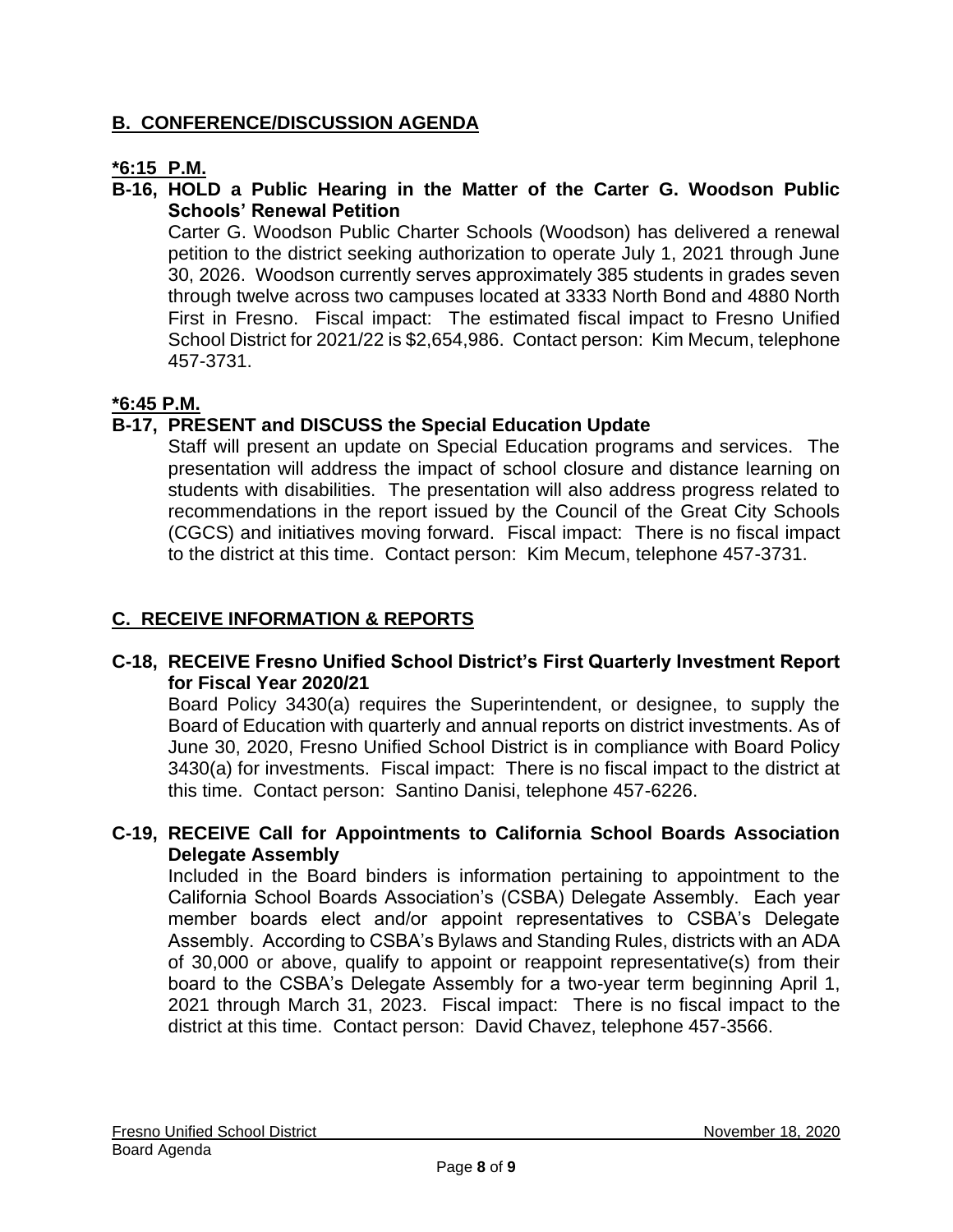## B. CONFERENCE/DISCUSSION AGENDA

**\*6:15 P.M.**

**B-16, HOLD a Public Hearing in the Matter of the Carter G. Woodson Public Schools' Renewal Petition**

Carter G. Woodson Public Charter Schools (Woodson) has delivered a renewal petition to the district seeking authorization to operate July 1, 2021 through June 30, 2026. Woodson currently serves approximately 385 students in grades seven through twelve across two campuses located at 3333 North Bond and 4880 North First in Fresno. Fiscal impact: The estimated fiscal impact to Fresno Unified School District for 2021/22 is $2,654,986. Contact person: Kim Mecum, telephone 457-3731.

**\*6:45 P.M.**

**B-17, PRESENT and DISCUSS the Special Education Update**

Staff will present an update on Special Education programs and services. The presentation will address the impact of school closure and distance learning on students with disabilities. The presentation will also address progress related to recommendations in the report issued by the Council of the Great City Schools (CGCS) and initiatives moving forward. Fiscal impact: There is no fiscal impact to the district at this time. Contact person: Kim Mecum, telephone 457-3731.

## C. RECEIVE INFORMATION & REPORTS

**C-18, RECEIVE Fresno Unified School District's First Quarterly Investment Report for Fiscal Year 2020/21**

Board Policy 3430(a) requires the Superintendent, or designee, to supply the Board of Education with quarterly and annual reports on district investments. As of June 30, 2020, Fresno Unified School District is in compliance with Board Policy 3430(a) for investments. Fiscal impact: There is no fiscal impact to the district at this time. Contact person: Santino Danisi, telephone 457-6226.

**C-19, RECEIVE Call for Appointments to California School Boards Association Delegate Assembly**

Included in the Board binders is information pertaining to appointment to the California School Boards Association's (CSBA) Delegate Assembly. Each year member boards elect and/or appoint representatives to CSBA's Delegate Assembly. According to CSBA's Bylaws and Standing Rules, districts with an ADA of 30,000 or above, qualify to appoint or reappoint representative(s) from their board to the CSBA's Delegate Assembly for a two-year term beginning April 1, 2021 through March 31, 2023. Fiscal impact: There is no fiscal impact to the district at this time. Contact person: David Chavez, telephone 457-3566.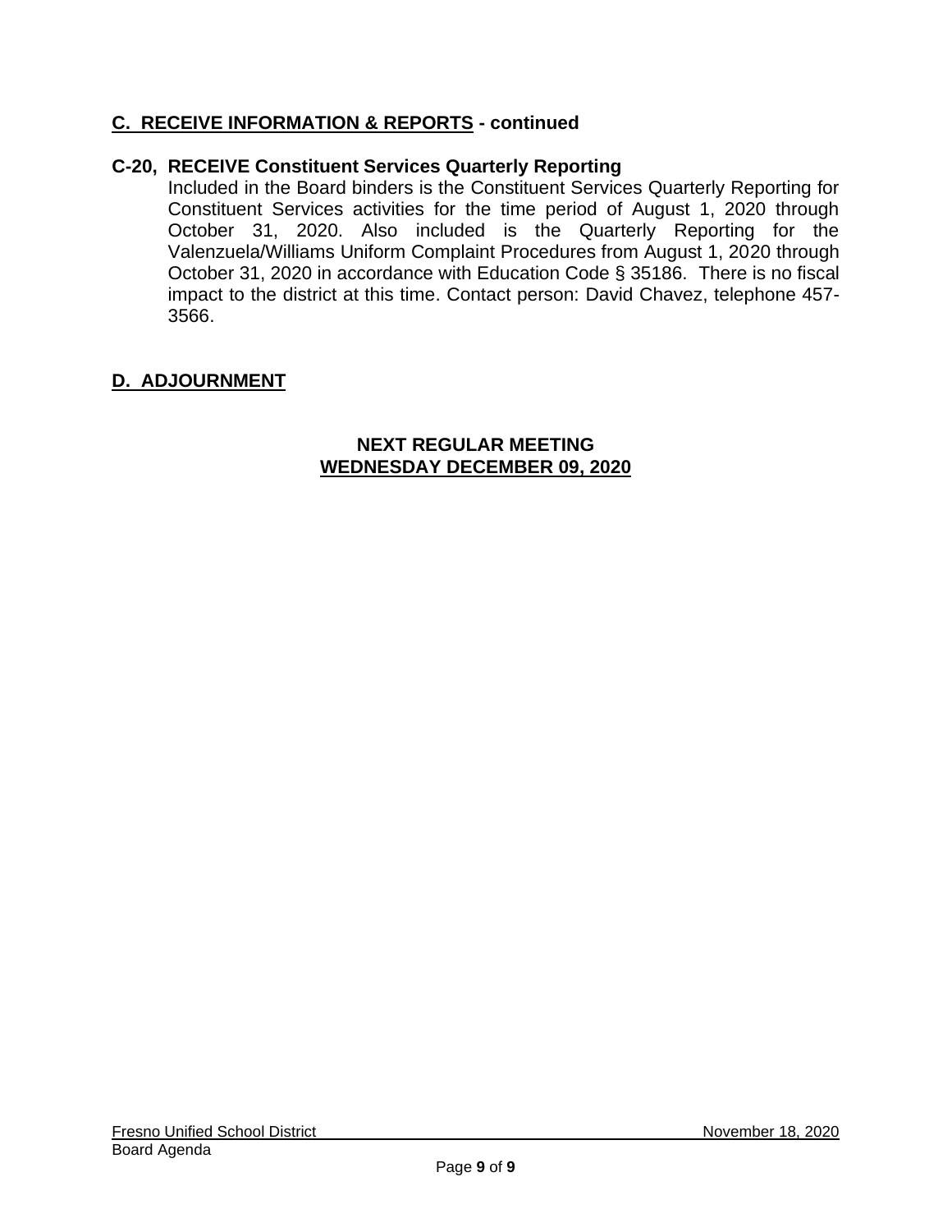## C. RECEIVE INFORMATION & REPORTS - continued

**C-20, RECEIVE Constituent Services Quarterly Reporting**

Included in the Board binders is the Constituent Services Quarterly Reporting for Constituent Services activities for the time period of August 1, 2020 through October 31, 2020. Also included is the Quarterly Reporting for the Valenzuela/Williams Uniform Complaint Procedures from August 1, 2020 through October 31, 2020 in accordance with Education Code § 35186. There is no fiscal impact to the district at this time. Contact person: David Chavez, telephone 457-3566.

## D. ADJOURNMENT

**NEXT REGULAR MEETING**
**WEDNESDAY DECEMBER 09, 2020**